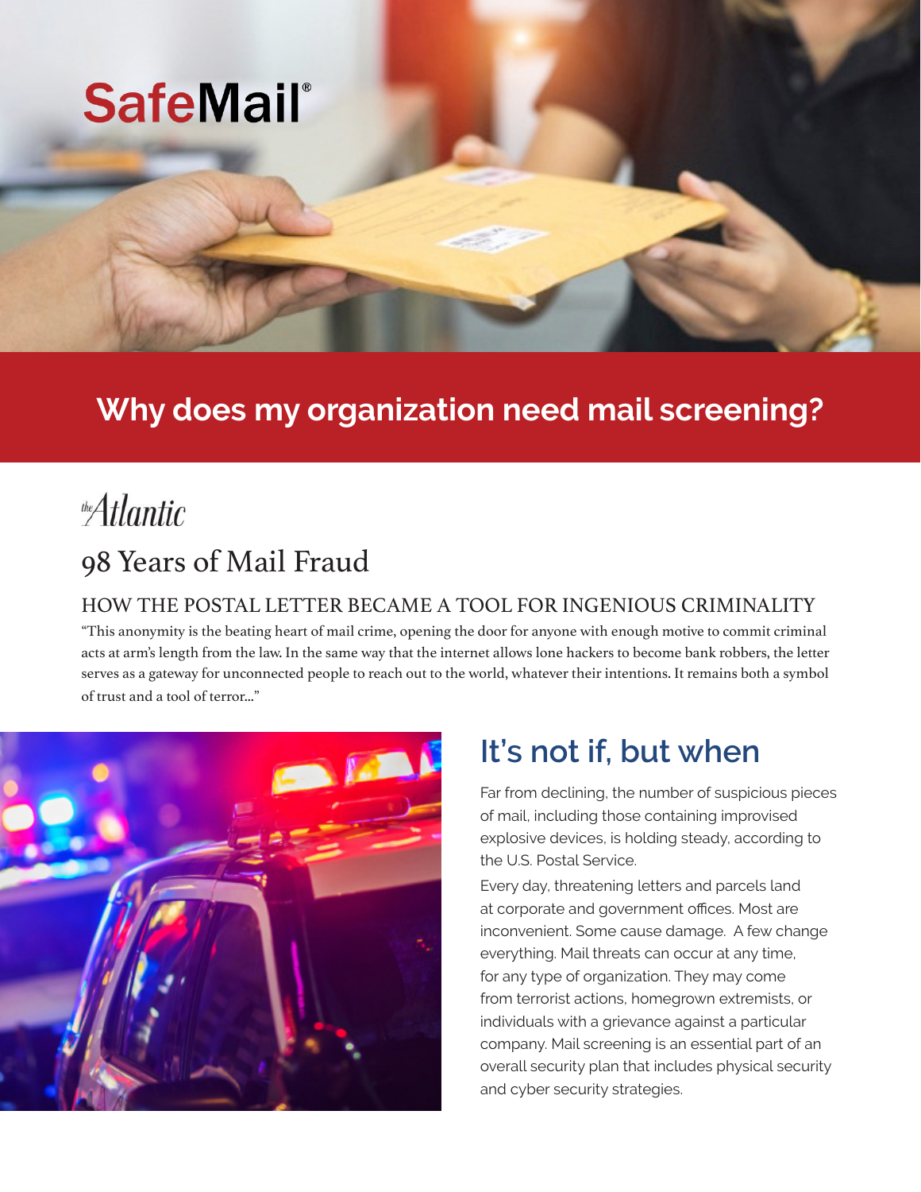# SafeMail®

## Why does my organization need mail screening?

*the Atlantic*

## 98 Years of Mail Fraud

### HOW THE POSTAL LETTER BECAME A TOOL FOR INGENIOUS CRIMINALITY

"This anonymity is the beating heart of mail crime, opening the door for anyone with enough motive to commit criminal acts at arm's length from the law. In the same way that the internet allows lone hackers to become bank robbers, the letter serves as a gateway for unconnected people to reach out to the world, whatever their intentions. It remains both a symbol of trust and a tool of terror..."

## It's not if, but when

Far from declining, the number of suspicious pieces of mail, including those containing improvised explosive devices, is holding steady, according to the U.S. Postal Service.

Every day, threatening letters and parcels land at corporate and government offices. Most are inconvenient. Some cause damage. A few change everything. Mail threats can occur at any time, for any type of organization. They may come from terrorist actions, homegrown extremists, or individuals with a grievance against a particular company. Mail screening is an essential part of an overall security plan that includes physical security and cyber security strategies.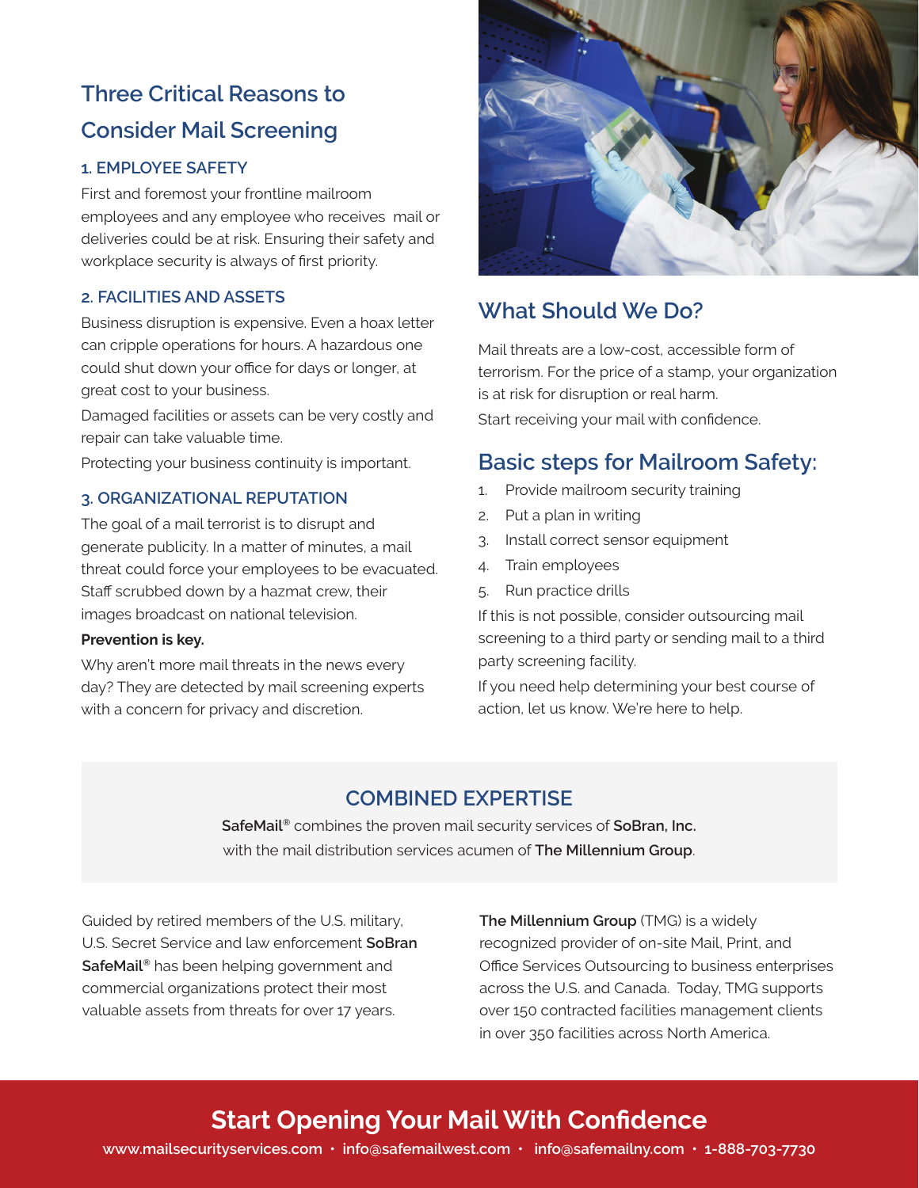## Three Critical Reasons to Consider Mail Screening

### 1. EMPLOYEE SAFETY

First and foremost your frontline mailroom employees and any employee who receives mail or deliveries could be at risk. Ensuring their safety and workplace security is always of first priority.

### 2. FACILITIES AND ASSETS

Business disruption is expensive. Even a hoax letter can cripple operations for hours. A hazardous one could shut down your office for days or longer, at great cost to your business.

Damaged facilities or assets can be very costly and repair can take valuable time.

Protecting your business continuity is important.

### 3. ORGANIZATIONAL REPUTATION

The goal of a mail terrorist is to disrupt and generate publicity. In a matter of minutes, a mail threat could force your employees to be evacuated. Staff scrubbed down by a hazmat crew, their images broadcast on national television.

**Prevention is key.**

Why aren't more mail threats in the news every day? They are detected by mail screening experts with a concern for privacy and discretion.

## What Should We Do?

Mail threats are a low-cost, accessible form of terrorism. For the price of a stamp, your organization is at risk for disruption or real harm.

Start receiving your mail with confidence.

## Basic steps for Mailroom Safety:

1. Provide mailroom security training
2. Put a plan in writing
3. Install correct sensor equipment
4. Train employees
5. Run practice drills

If this is not possible, consider outsourcing mail screening to a third party or sending mail to a third party screening facility.

If you need help determining your best course of action, let us know. We're here to help.

## COMBINED EXPERTISE

**SafeMail®** combines the proven mail security services of **SoBran, Inc.** with the mail distribution services acumen of **The Millennium Group**.

Guided by retired members of the U.S. military, U.S. Secret Service and law enforcement **SoBran SafeMail®** has been helping government and commercial organizations protect their most valuable assets from threats for over 17 years.

**The Millennium Group** (TMG) is a widely recognized provider of on-site Mail, Print, and Office Services Outsourcing to business enterprises across the U.S. and Canada. Today, TMG supports over 150 contracted facilities management clients in over 350 facilities across North America.

## Start Opening Your Mail With Confidence

**www.mailsecurityservices.com • info@safemailwest.com • info@safemailny.com • 1-888-703-7730**